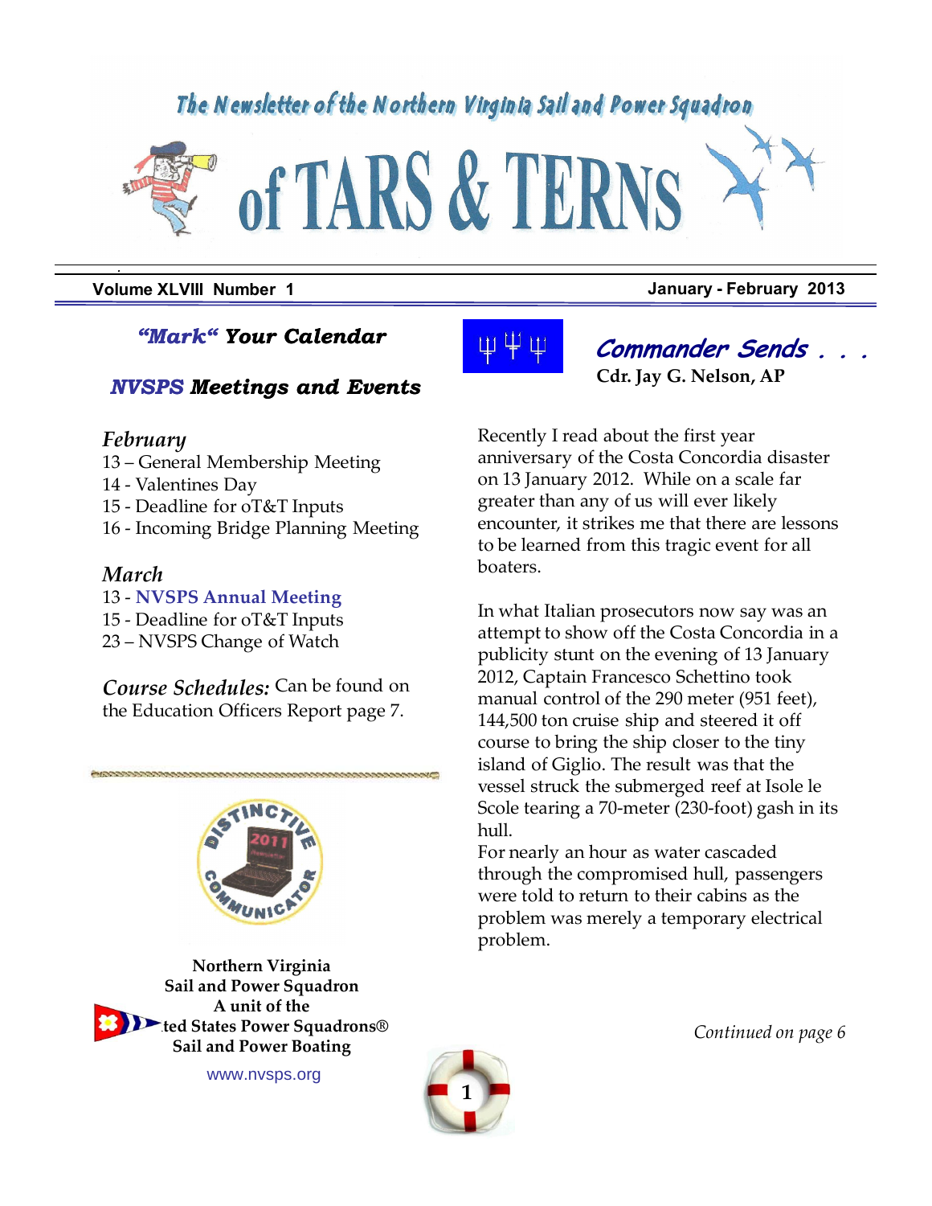The Newsletter of the Northern Virginia Sail and Power Squadron

# of TARS & TERNS

**Volume XLVIII Number 1** **January - February 2013**

## *"Mark"* Your Calendar

### NVSPS Meetings and Events

*February*
- 13 – General Membership Meeting
- 14 - Valentines Day
- 15 - Deadline for oT&T Inputs
- 16 - Incoming Bridge Planning Meeting

*March*
- 13 - NVSPS Annual Meeting
- 15 - Deadline for oT&T Inputs
- 23 – NVSPS Change of Watch

*Course Schedules:* Can be found on the Education Officers Report page 7.

**Northern Virginia**
**Sail and Power Squadron**
**A unit of the**
**United States Power Squadrons®**
**Sail and Power Boating**

www.nvsps.org

## *Commander Sends . . .*

**Cdr. Jay G. Nelson, AP**

Recently I read about the first year anniversary of the Costa Concordia disaster on 13 January 2012. While on a scale far greater than any of us will ever likely encounter, it strikes me that there are lessons to be learned from this tragic event for all boaters.

In what Italian prosecutors now say was an attempt to show off the Costa Concordia in a publicity stunt on the evening of 13 January 2012, Captain Francesco Schettino took manual control of the 290 meter (951 feet), 144,500 ton cruise ship and steered it off course to bring the ship closer to the tiny island of Giglio. The result was that the vessel struck the submerged reef at Isole le Scole tearing a 70-meter (230-foot) gash in its hull.

For nearly an hour as water cascaded through the compromised hull, passengers were told to return to their cabins as the problem was merely a temporary electrical problem.

*Continued on page 6*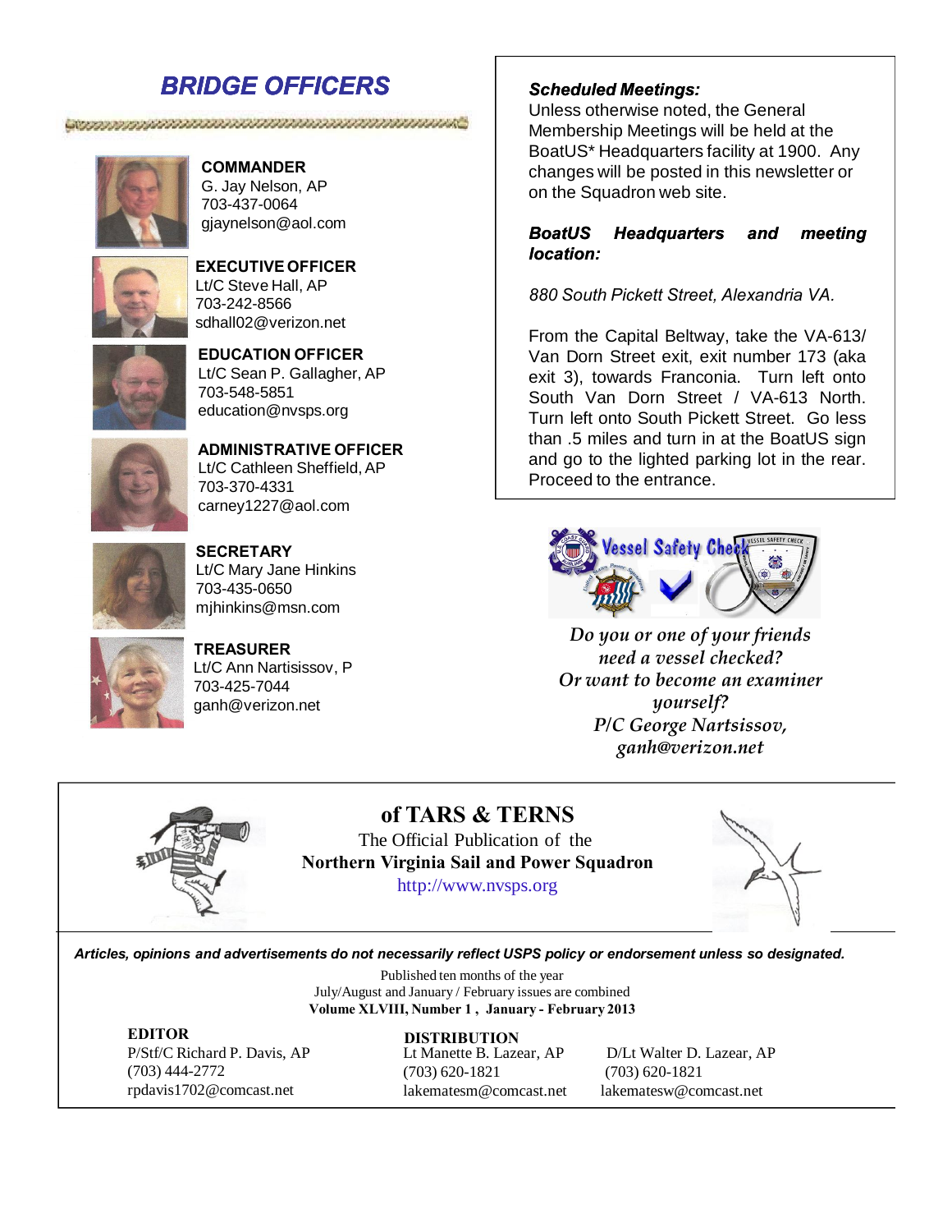## BRIDGE OFFICERS

**COMMANDER**
G. Jay Nelson, AP
703-437-0064
gjaynelson@aol.com

**EXECUTIVE OFFICER**
Lt/C Steve Hall, AP
703-242-8566
sdhall02@verizon.net

**EDUCATION OFFICER**
Lt/C Sean P. Gallagher, AP
703-548-5851
education@nvsps.org

**ADMINISTRATIVE OFFICER**
Lt/C Cathleen Sheffield, AP
703-370-4331
carney1227@aol.com

**SECRETARY**
Lt/C Mary Jane Hinkins
703-435-0650
mjhinkins@msn.com

**TREASURER**
Lt/C Ann Nartisissov, P
703-425-7044
ganh@verizon.net

***Scheduled Meetings:***
Unless otherwise noted, the General Membership Meetings will be held at the BoatUS* Headquarters facility at 1900. Any changes will be posted in this newsletter or on the Squadron web site.

***BoatUS Headquarters and meeting location:***

*880 South Pickett Street, Alexandria VA.*

From the Capital Beltway, take the VA-613/ Van Dorn Street exit, exit number 173 (aka exit 3), towards Franconia. Turn left onto South Van Dorn Street / VA-613 North. Turn left onto South Pickett Street. Go less than .5 miles and turn in at the BoatUS sign and go to the lighted parking lot in the rear. Proceed to the entrance.

*Do you or one of your friends need a vessel checked?*
*Or want to become an examiner yourself?*
*P/C George Nartsissov,*
*ganh@verizon.net*

## of TARS & TERNS

The Official Publication of the
**Northern Virginia Sail and Power Squadron**
http://www.nvsps.org

***Articles, opinions and advertisements do not necessarily reflect USPS policy or endorsement unless so designated.***

Published ten months of the year
July/August and January / February issues are combined
**Volume XLVIII, Number 1 , January - February 2013**

**EDITOR**
P/Stf/C Richard P. Davis, AP
(703) 444-2772
rpdavis1702@comcast.net

**DISTRIBUTION**
Lt Manette B. Lazear, AP
(703) 620-1821
lakematesm@comcast.net

D/Lt Walter D. Lazear, AP
(703) 620-1821
lakematesw@comcast.net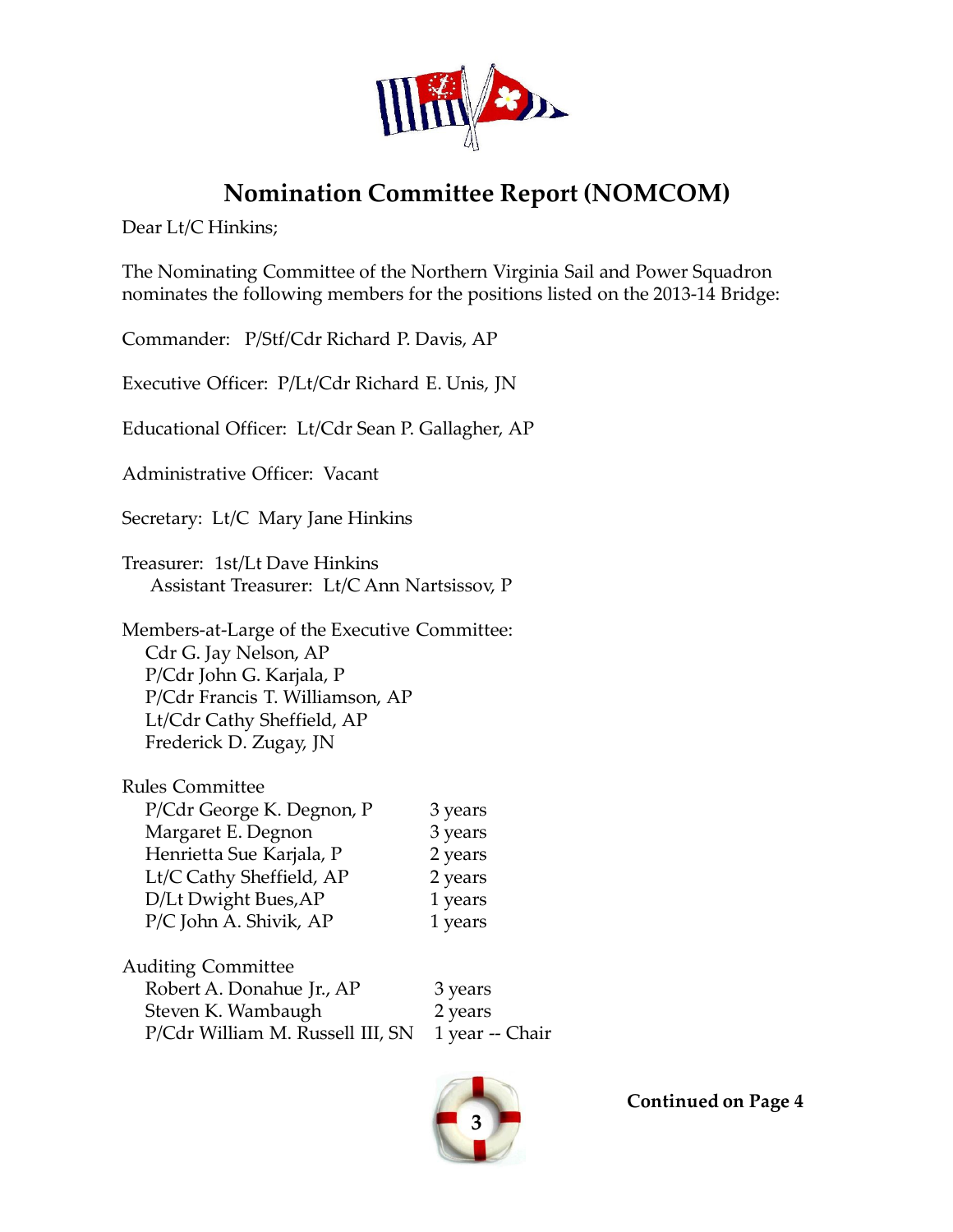# Nomination Committee Report (NOMCOM)

Dear Lt/C Hinkins;

The Nominating Committee of the Northern Virginia Sail and Power Squadron nominates the following members for the positions listed on the 2013-14 Bridge:

Commander: P/Stf/Cdr Richard P. Davis, AP

Executive Officer: P/Lt/Cdr Richard E. Unis, JN

Educational Officer: Lt/Cdr Sean P. Gallagher, AP

Administrative Officer: Vacant

Secretary: Lt/C Mary Jane Hinkins

Treasurer: 1st/Lt Dave Hinkins
  Assistant Treasurer: Lt/C Ann Nartsissov, P

Members-at-Large of the Executive Committee:
- Cdr G. Jay Nelson, AP
- P/Cdr John G. Karjala, P
- P/Cdr Francis T. Williamson, AP
- Lt/Cdr Cathy Sheffield, AP
- Frederick D. Zugay, JN

Rules Committee

| | |
|---|---|
| P/Cdr George K. Degnon, P | 3 years |
| Margaret E. Degnon | 3 years |
| Henrietta Sue Karjala, P | 2 years |
| Lt/C Cathy Sheffield, AP | 2 years |
| D/Lt Dwight Bues,AP | 1 years |
| P/C John A. Shivik, AP | 1 years |

Auditing Committee

| | |
|---|---|
| Robert A. Donahue Jr., AP | 3 years |
| Steven K. Wambaugh | 2 years |
| P/Cdr William M. Russell III, SN | 1 year -- Chair |

**Continued on Page 4**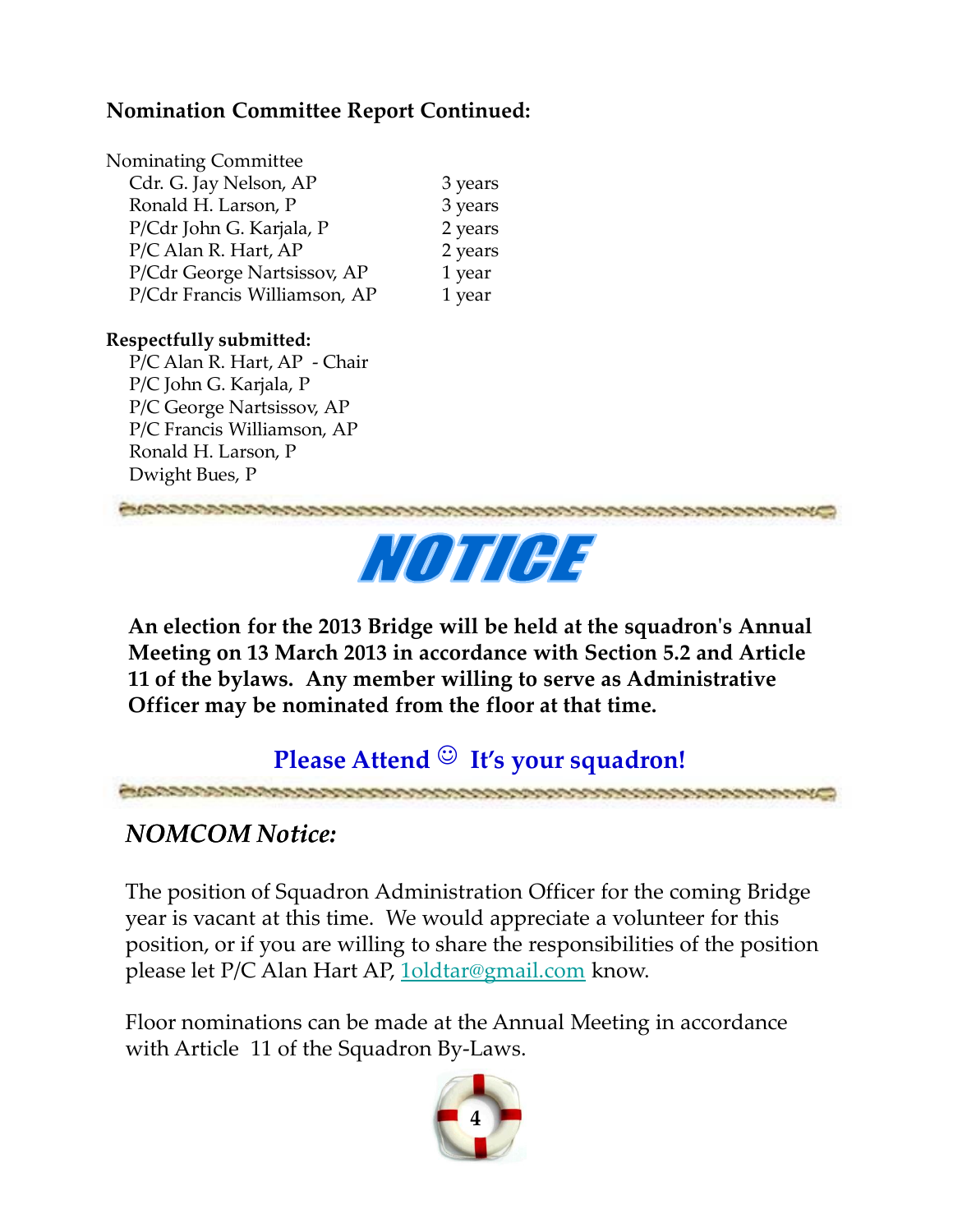**Nomination Committee Report Continued:**

Nominating Committee

| | |
|---|---|
| Cdr. G. Jay Nelson, AP | 3 years |
| Ronald H. Larson, P | 3 years |
| P/Cdr John G. Karjala, P | 2 years |
| P/C Alan R. Hart, AP | 2 years |
| P/Cdr George Nartsissov, AP | 1 year |
| P/Cdr Francis Williamson, AP | 1 year |

**Respectfully submitted:**

P/C Alan R. Hart, AP - Chair
P/C John G. Karjala, P
P/C George Nartsissov, AP
P/C Francis Williamson, AP
Ronald H. Larson, P
Dwight Bues, P

# NOTICE

**An election for the 2013 Bridge will be held at the squadron's Annual Meeting on 13 March 2013 in accordance with Section 5.2 and Article 11 of the bylaws. Any member willing to serve as Administrative Officer may be nominated from the floor at that time.**

**Please Attend ☺ It's your squadron!**

## *NOMCOM Notice:*

The position of Squadron Administration Officer for the coming Bridge year is vacant at this time. We would appreciate a volunteer for this position, or if you are willing to share the responsibilities of the position please let P/C Alan Hart AP, 1oldtar@gmail.com know.

Floor nominations can be made at the Annual Meeting in accordance with Article 11 of the Squadron By-Laws.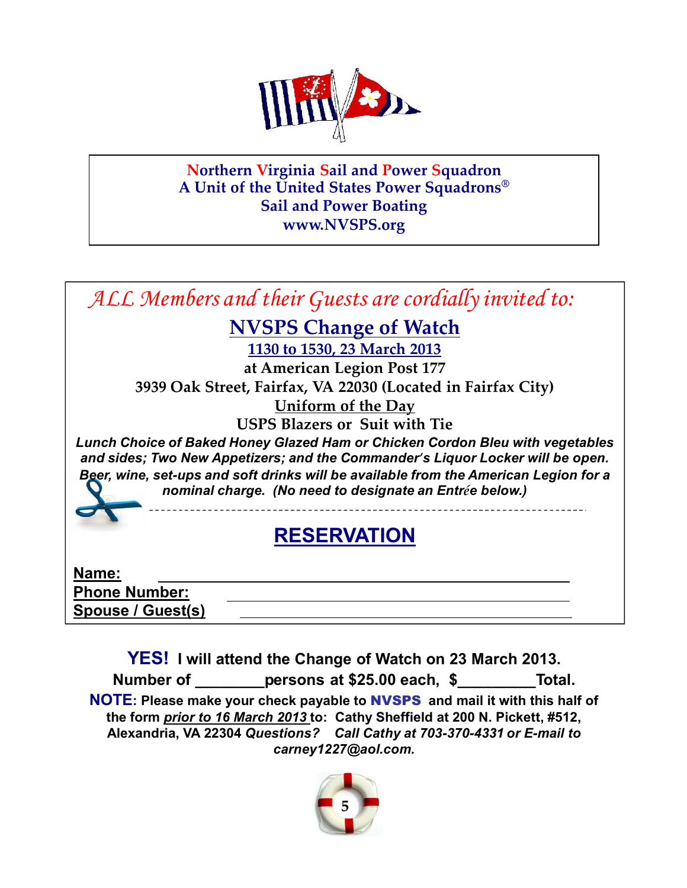**Northern Virginia Sail and Power Squadron**
**A Unit of the United States Power Squadrons®**
**Sail and Power Boating**
**www.NVSPS.org**

*ALL Members and their Guests are cordially invited to:*

# NVSPS Change of Watch

**1130 to 1530, 23 March 2013**

**at American Legion Post 177**

**3939 Oak Street, Fairfax, VA 22030 (Located in Fairfax City)**

**Uniform of the Day**

**USPS Blazers or Suit with Tie**

***Lunch Choice of Baked Honey Glazed Ham or Chicken Cordon Bleu with vegetables and sides; Two New Appetizers; and the Commander's Liquor Locker will be open. Beer, wine, set-ups and soft drinks will be available from the American Legion for a nominal charge. (No need to designate an Entrée below.)***

---

## RESERVATION

**Name:** ______________________________

**Phone Number:** ______________________________

**Spouse / Guest(s)** ______________________________

**YES! I will attend the Change of Watch on 23 March 2013.**

**Number of ________persons at $25.00 each, $_________Total.**

**NOTE: Please make your check payable to NVSPS and mail it with this half of the form *prior to 16 March 2013* to: Cathy Sheffield at 200 N. Pickett, #512, Alexandria, VA 22304 *Questions? Call Cathy at 703-370-4331 or E-mail to carney1227@aol.com.***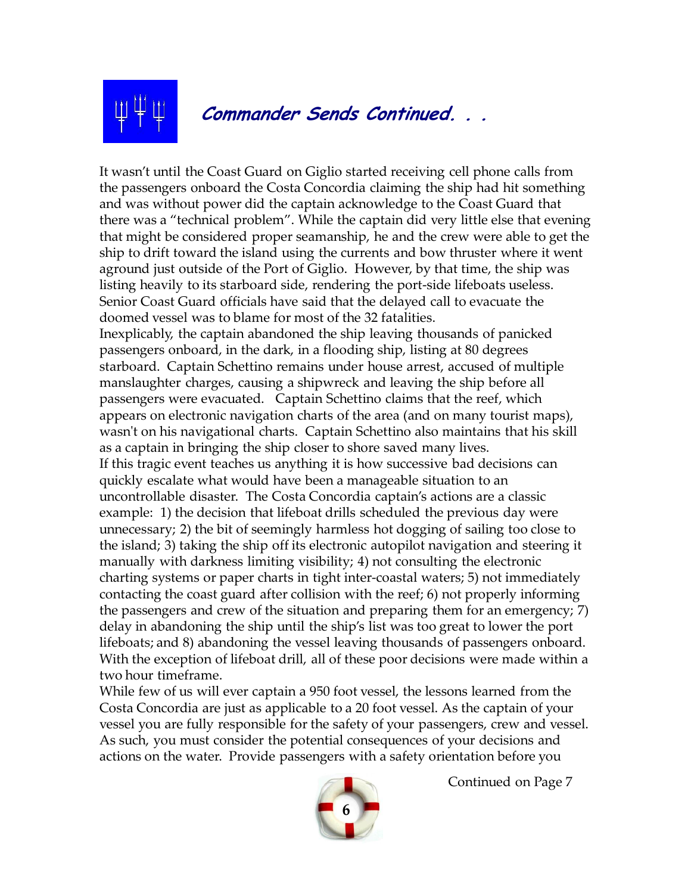## *Commander Sends Continued. . .*

It wasn't until the Coast Guard on Giglio started receiving cell phone calls from the passengers onboard the Costa Concordia claiming the ship had hit something and was without power did the captain acknowledge to the Coast Guard that there was a "technical problem". While the captain did very little else that evening that might be considered proper seamanship, he and the crew were able to get the ship to drift toward the island using the currents and bow thruster where it went aground just outside of the Port of Giglio. However, by that time, the ship was listing heavily to its starboard side, rendering the port-side lifeboats useless. Senior Coast Guard officials have said that the delayed call to evacuate the doomed vessel was to blame for most of the 32 fatalities.

Inexplicably, the captain abandoned the ship leaving thousands of panicked passengers onboard, in the dark, in a flooding ship, listing at 80 degrees starboard. Captain Schettino remains under house arrest, accused of multiple manslaughter charges, causing a shipwreck and leaving the ship before all passengers were evacuated. Captain Schettino claims that the reef, which appears on electronic navigation charts of the area (and on many tourist maps), wasn't on his navigational charts. Captain Schettino also maintains that his skill as a captain in bringing the ship closer to shore saved many lives.

If this tragic event teaches us anything it is how successive bad decisions can quickly escalate what would have been a manageable situation to an uncontrollable disaster. The Costa Concordia captain's actions are a classic example: 1) the decision that lifeboat drills scheduled the previous day were unnecessary; 2) the bit of seemingly harmless hot dogging of sailing too close to the island; 3) taking the ship off its electronic autopilot navigation and steering it manually with darkness limiting visibility; 4) not consulting the electronic charting systems or paper charts in tight inter-coastal waters; 5) not immediately contacting the coast guard after collision with the reef; 6) not properly informing the passengers and crew of the situation and preparing them for an emergency; 7) delay in abandoning the ship until the ship's list was too great to lower the port lifeboats; and 8) abandoning the vessel leaving thousands of passengers onboard. With the exception of lifeboat drill, all of these poor decisions were made within a two hour timeframe.

While few of us will ever captain a 950 foot vessel, the lessons learned from the Costa Concordia are just as applicable to a 20 foot vessel. As the captain of your vessel you are fully responsible for the safety of your passengers, crew and vessel. As such, you must consider the potential consequences of your decisions and actions on the water. Provide passengers with a safety orientation before you

Continued on Page 7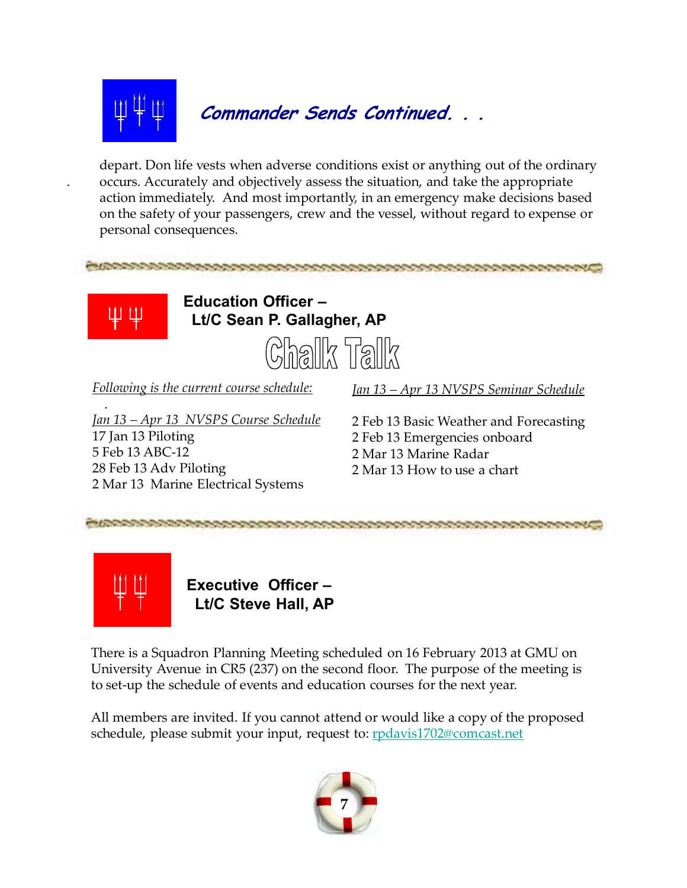## *Commander Sends Continued. . .*

depart. Don life vests when adverse conditions exist or anything out of the ordinary occurs. Accurately and objectively assess the situation, and take the appropriate action immediately. And most importantly, in an emergency make decisions based on the safety of your passengers, crew and the vessel, without regard to expense or personal consequences.

## Education Officer – Lt/C Sean P. Gallagher, AP

### Chalk Talk

*Following is the current course schedule:*

*Jan 13 – Apr 13 NVSPS Course Schedule*

17 Jan 13 Piloting
5 Feb 13 ABC-12
28 Feb 13 Adv Piloting
2 Mar 13 Marine Electrical Systems

*Jan 13 – Apr 13 NVSPS Seminar Schedule*

2 Feb 13 Basic Weather and Forecasting
2 Feb 13 Emergencies onboard
2 Mar 13 Marine Radar
2 Mar 13 How to use a chart

## Executive Officer – Lt/C Steve Hall, AP

There is a Squadron Planning Meeting scheduled on 16 February 2013 at GMU on University Avenue in CR5 (237) on the second floor. The purpose of the meeting is to set-up the schedule of events and education courses for the next year.

All members are invited. If you cannot attend or would like a copy of the proposed schedule, please submit your input, request to: rpdavis1702@comcast.net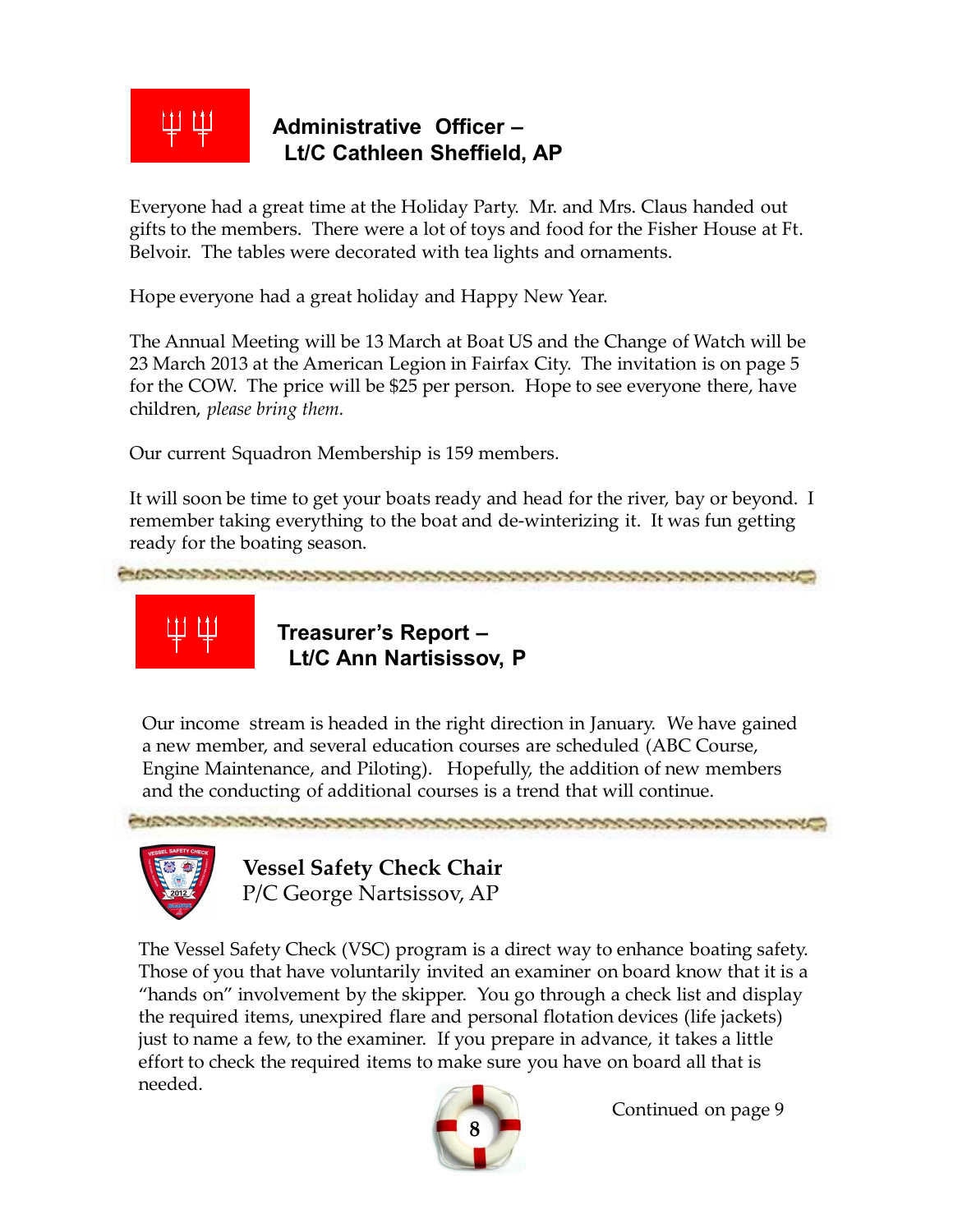## Administrative Officer – Lt/C Cathleen Sheffield, AP

Everyone had a great time at the Holiday Party. Mr. and Mrs. Claus handed out gifts to the members. There were a lot of toys and food for the Fisher House at Ft. Belvoir. The tables were decorated with tea lights and ornaments.

Hope everyone had a great holiday and Happy New Year.

The Annual Meeting will be 13 March at Boat US and the Change of Watch will be 23 March 2013 at the American Legion in Fairfax City. The invitation is on page 5 for the COW. The price will be $25 per person. Hope to see everyone there, have children, *please bring them.*

Our current Squadron Membership is 159 members.

It will soon be time to get your boats ready and head for the river, bay or beyond. I remember taking everything to the boat and de-winterizing it. It was fun getting ready for the boating season.

## Treasurer's Report – Lt/C Ann Nartisissov, P

Our income stream is headed in the right direction in January. We have gained a new member, and several education courses are scheduled (ABC Course, Engine Maintenance, and Piloting). Hopefully, the addition of new members and the conducting of additional courses is a trend that will continue.

## Vessel Safety Check Chair
P/C George Nartsissov, AP

The Vessel Safety Check (VSC) program is a direct way to enhance boating safety. Those of you that have voluntarily invited an examiner on board know that it is a "hands on" involvement by the skipper. You go through a check list and display the required items, unexpired flare and personal flotation devices (life jackets) just to name a few, to the examiner. If you prepare in advance, it takes a little effort to check the required items to make sure you have on board all that is needed.

Continued on page 9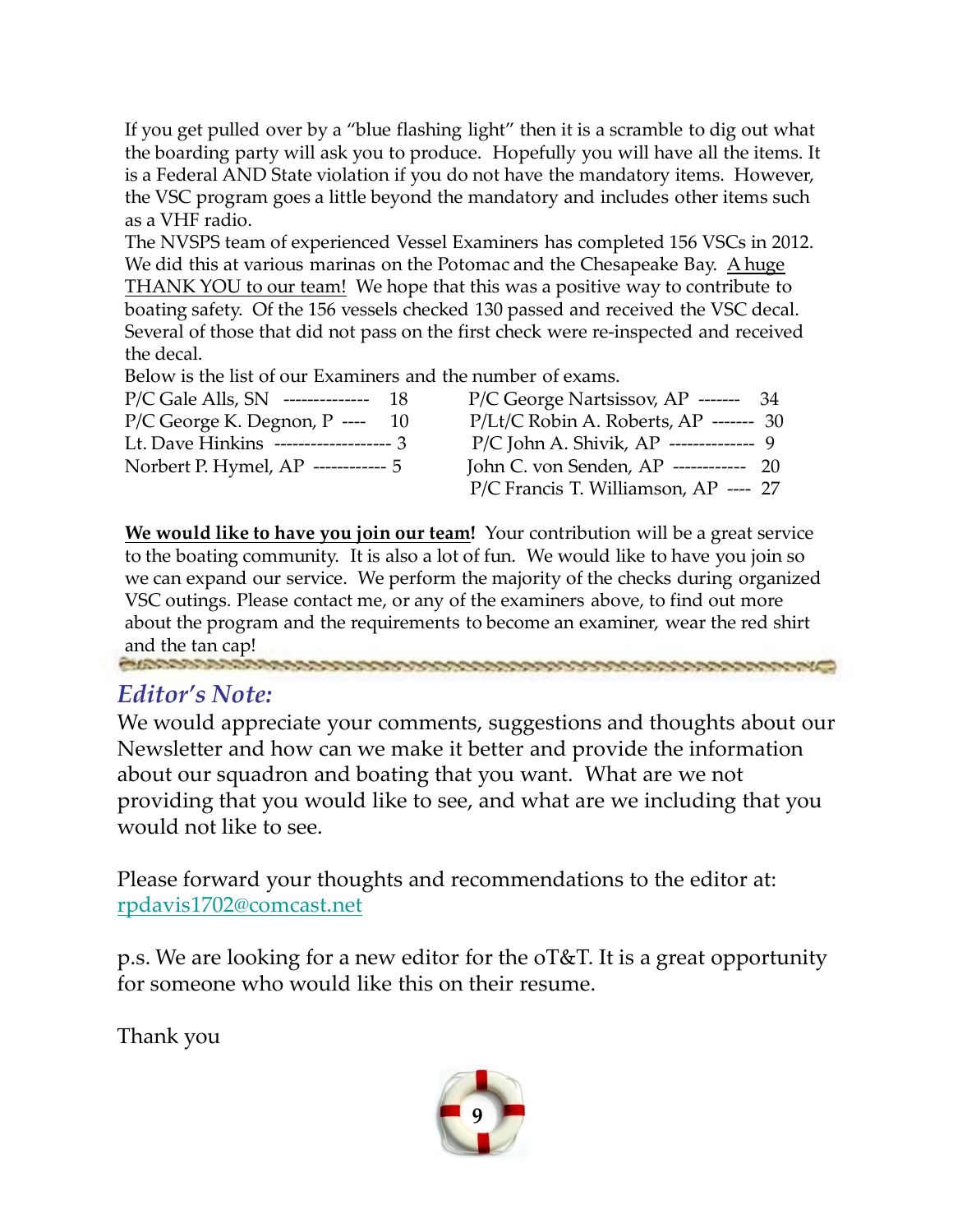If you get pulled over by a "blue flashing light" then it is a scramble to dig out what the boarding party will ask you to produce. Hopefully you will have all the items. It is a Federal AND State violation if you do not have the mandatory items. However, the VSC program goes a little beyond the mandatory and includes other items such as a VHF radio.

The NVSPS team of experienced Vessel Examiners has completed 156 VSCs in 2012. We did this at various marinas on the Potomac and the Chesapeake Bay. A huge THANK YOU to our team! We hope that this was a positive way to contribute to boating safety. Of the 156 vessels checked 130 passed and received the VSC decal. Several of those that did not pass on the first check were re-inspected and received the decal.

Below is the list of our Examiners and the number of exams.

P/C Gale Alls, SN -------------- 18
P/C George K. Degnon, P ---- 10
Lt. Dave Hinkins ------------------- 3
Norbert P. Hymel, AP ------------ 5
P/C George Nartsissov, AP ------- 34
P/Lt/C Robin A. Roberts, AP ------- 30
P/C John A. Shivik, AP -------------- 9
John C. von Senden, AP ------------ 20
P/C Francis T. Williamson, AP ---- 27

**We would like to have you join our team!** Your contribution will be a great service to the boating community. It is also a lot of fun. We would like to have you join so we can expand our service. We perform the majority of the checks during organized VSC outings. Please contact me, or any of the examiners above, to find out more about the program and the requirements to become an examiner, wear the red shirt and the tan cap!

## *Editor's Note:*

We would appreciate your comments, suggestions and thoughts about our Newsletter and how can we make it better and provide the information about our squadron and boating that you want. What are we not providing that you would like to see, and what are we including that you would not like to see.

Please forward your thoughts and recommendations to the editor at: rpdavis1702@comcast.net

p.s. We are looking for a new editor for the oT&T. It is a great opportunity for someone who would like this on their resume.

Thank you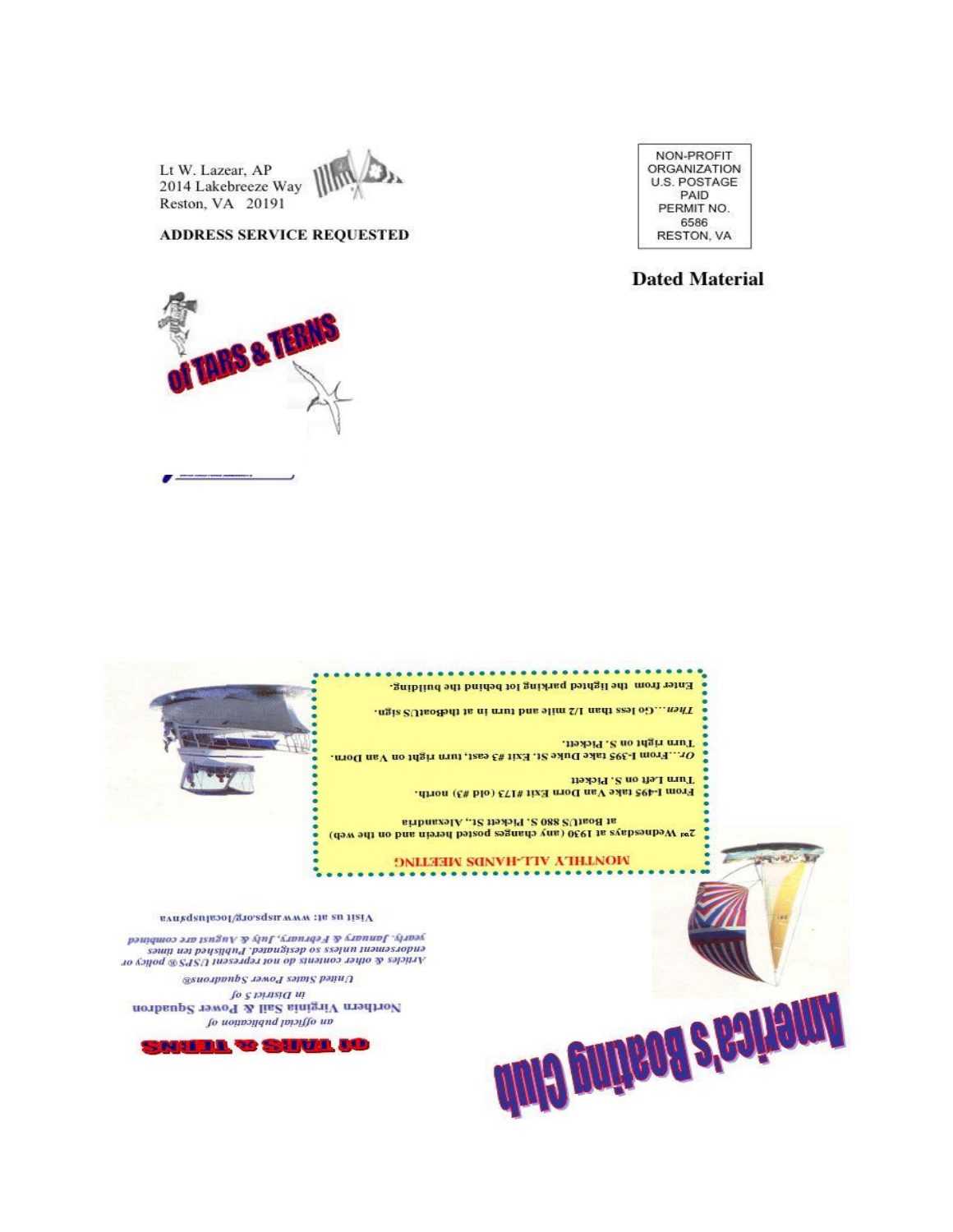Lt W. Lazear, AP
2014 Lakebreeze Way
Reston, VA 20191

**ADDRESS SERVICE REQUESTED**

NON-PROFIT
ORGANIZATION
U.S. POSTAGE
PAID
PERMIT NO.
6586
RESTON, VA

**Dated Material**

Of TARS & TERNS

MONTHLY ALL-HANDS MEETING

2nd Wednesdays at 1930 (any changes posted herein and on the web)
at BoatUS 880 S. Pickett St., Alexandria

From I-495 take Van Dorn Exit #173 (old #3) north.
Turn Left on S. Pickett

*Or*...From I-395 take Duke St. Exit #3 east, turn right on Van Dorn.
Turn right on S. Pickett.

*Then*...Go less than 1/2 mile and turn in at theBoatUS sign.

Enter from the lighted parking lot behind the building.

of TARS & TERNS

*an official publication of*
Northern Virginia Sail & Power Squadron
*in District 5 of*
*United States Power Squadrons®*

*Articles & other contents do not represent USPS® policy or endorsement unless so designated. Published ten times yearly. January & February, July & August are combined*

Visit us at: www.usps.org/localusps/nva

America's Boating Club